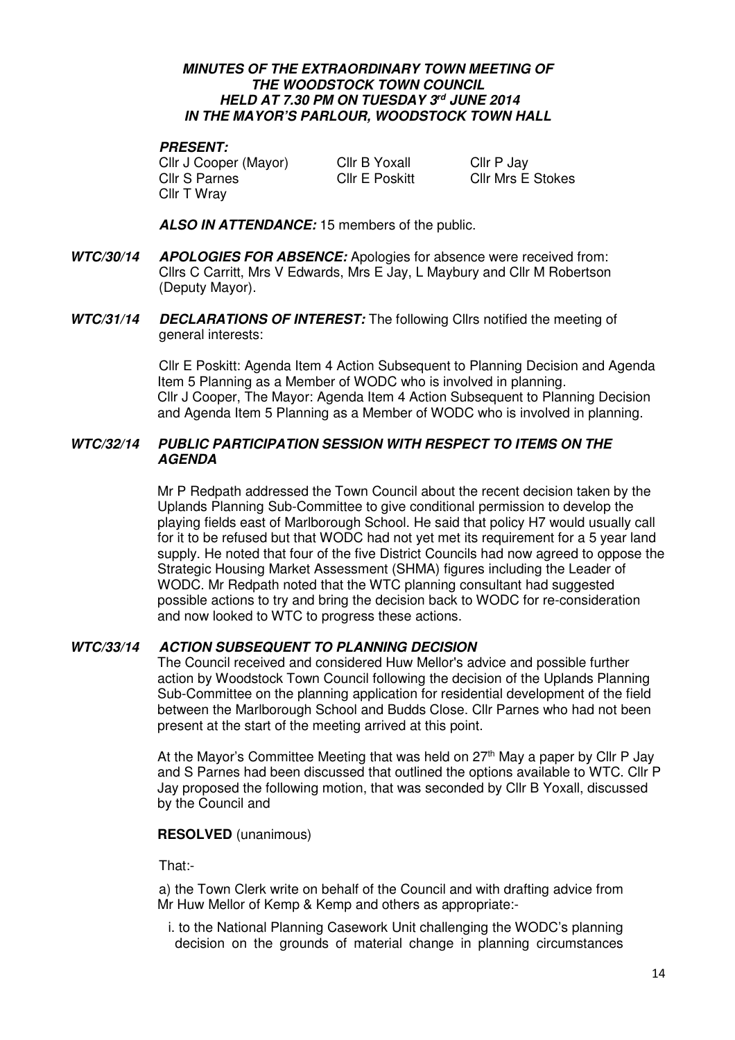***MINUTES OF THE EXTRAORDINARY TOWN MEETING OF THE WOODSTOCK TOWN COUNCIL HELD AT 7.30 PM ON TUESDAY 3rd JUNE 2014 IN THE MAYOR'S PARLOUR, WOODSTOCK TOWN HALL***

***PRESENT:***

| | | |
|---|---|---|
| Cllr J Cooper (Mayor) | Cllr B Yoxall | Cllr P Jay |
| Cllr S Parnes | Cllr E Poskitt | Cllr Mrs E Stokes |
| Cllr T Wray | | |

***ALSO IN ATTENDANCE:*** 15 members of the public.

***WTC/30/14*** ***APOLOGIES FOR ABSENCE:*** Apologies for absence were received from: Cllrs C Carritt, Mrs V Edwards, Mrs E Jay, L Maybury and Cllr M Robertson (Deputy Mayor).

***WTC/31/14*** ***DECLARATIONS OF INTEREST:*** The following Cllrs notified the meeting of general interests:

Cllr E Poskitt: Agenda Item 4 Action Subsequent to Planning Decision and Agenda Item 5 Planning as a Member of WODC who is involved in planning.
Cllr J Cooper, The Mayor: Agenda Item 4 Action Subsequent to Planning Decision and Agenda Item 5 Planning as a Member of WODC who is involved in planning.

***WTC/32/14*** ***PUBLIC PARTICIPATION SESSION WITH RESPECT TO ITEMS ON THE AGENDA***

Mr P Redpath addressed the Town Council about the recent decision taken by the Uplands Planning Sub-Committee to give conditional permission to develop the playing fields east of Marlborough School. He said that policy H7 would usually call for it to be refused but that WODC had not yet met its requirement for a 5 year land supply. He noted that four of the five District Councils had now agreed to oppose the Strategic Housing Market Assessment (SHMA) figures including the Leader of WODC. Mr Redpath noted that the WTC planning consultant had suggested possible actions to try and bring the decision back to WODC for re-consideration and now looked to WTC to progress these actions.

***WTC/33/14*** ***ACTION SUBSEQUENT TO PLANNING DECISION***

The Council received and considered Huw Mellor's advice and possible further action by Woodstock Town Council following the decision of the Uplands Planning Sub-Committee on the planning application for residential development of the field between the Marlborough School and Budds Close. Cllr Parnes who had not been present at the start of the meeting arrived at this point.

At the Mayor's Committee Meeting that was held on 27th May a paper by Cllr P Jay and S Parnes had been discussed that outlined the options available to WTC. Cllr P Jay proposed the following motion, that was seconded by Cllr B Yoxall, discussed by the Council and

**RESOLVED** (unanimous)

That:-

a) the Town Clerk write on behalf of the Council and with drafting advice from Mr Huw Mellor of Kemp & Kemp and others as appropriate:-

i. to the National Planning Casework Unit challenging the WODC's planning decision on the grounds of material change in planning circumstances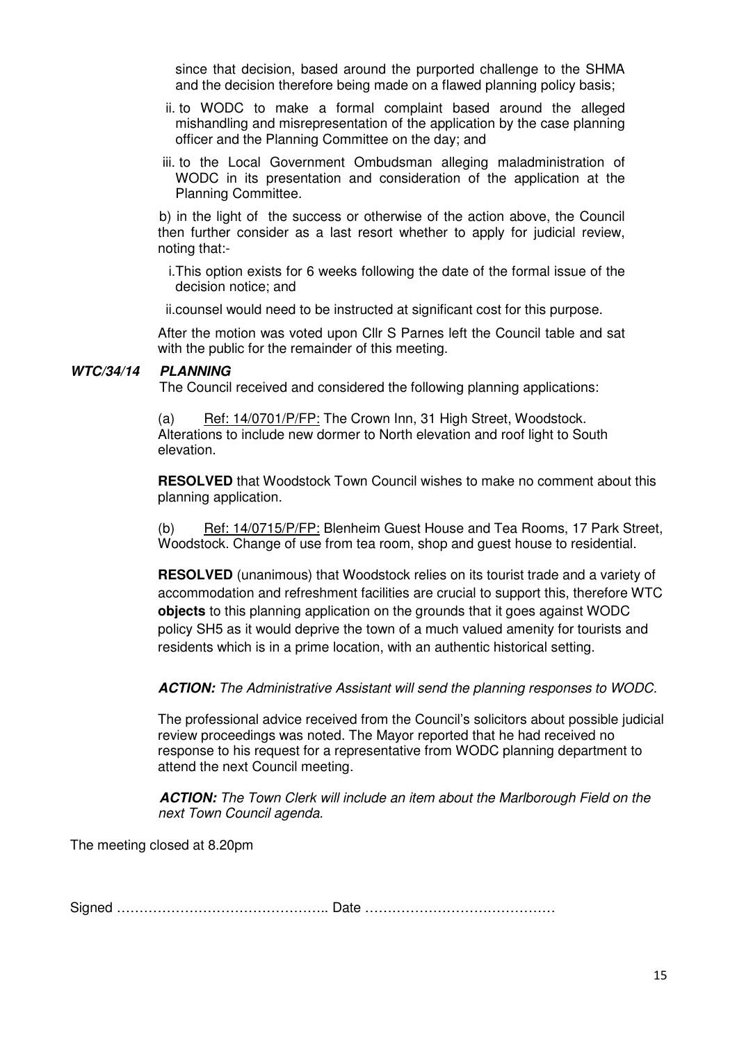since that decision, based around the purported challenge to the SHMA and the decision therefore being made on a flawed planning policy basis;

ii. to WODC to make a formal complaint based around the alleged mishandling and misrepresentation of the application by the case planning officer and the Planning Committee on the day; and

iii. to the Local Government Ombudsman alleging maladministration of WODC in its presentation and consideration of the application at the Planning Committee.

b) in the light of the success or otherwise of the action above, the Council then further consider as a last resort whether to apply for judicial review, noting that:-

i. This option exists for 6 weeks following the date of the formal issue of the decision notice; and

ii. counsel would need to be instructed at significant cost for this purpose.

After the motion was voted upon Cllr S Parnes left the Council table and sat with the public for the remainder of this meeting.

***WTC/34/14 PLANNING***

The Council received and considered the following planning applications:

(a) Ref: 14/0701/P/FP: The Crown Inn, 31 High Street, Woodstock. Alterations to include new dormer to North elevation and roof light to South elevation.

**RESOLVED** that Woodstock Town Council wishes to make no comment about this planning application.

(b) Ref: 14/0715/P/FP: Blenheim Guest House and Tea Rooms, 17 Park Street, Woodstock. Change of use from tea room, shop and guest house to residential.

**RESOLVED** (unanimous) that Woodstock relies on its tourist trade and a variety of accommodation and refreshment facilities are crucial to support this, therefore WTC **objects** to this planning application on the grounds that it goes against WODC policy SH5 as it would deprive the town of a much valued amenity for tourists and residents which is in a prime location, with an authentic historical setting.

***ACTION:*** *The Administrative Assistant will send the planning responses to WODC.*

The professional advice received from the Council's solicitors about possible judicial review proceedings was noted. The Mayor reported that he had received no response to his request for a representative from WODC planning department to attend the next Council meeting.

***ACTION:*** *The Town Clerk will include an item about the Marlborough Field on the next Town Council agenda.*

The meeting closed at 8.20pm

Signed ……………………………………….. Date ……………………………………